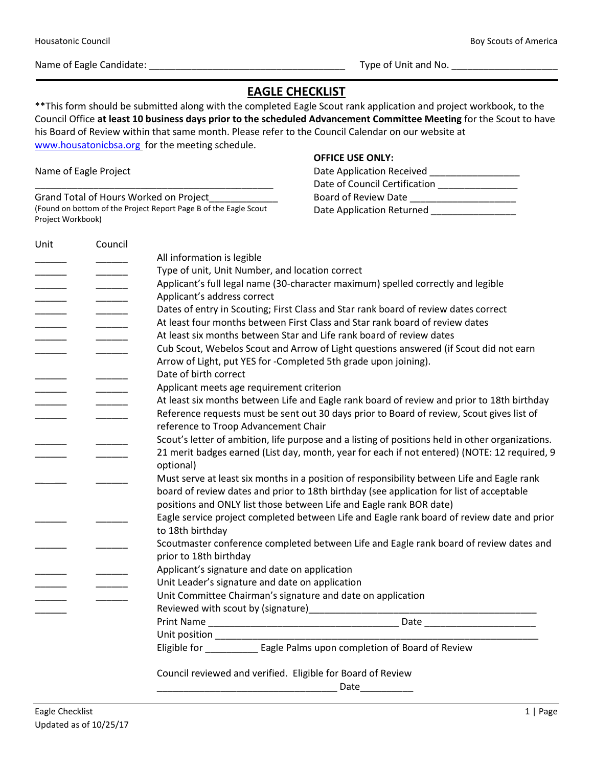Housatonic Council | Boy Scouts of America

Name of Eagle Candidate: ____________________________________ Type of Unit and No. ___________________

# EAGLE CHECKLIST

**This form should be submitted along with the completed Eagle Scout rank application and project workbook, to the Council Office **at least 10 business days prior to the scheduled Advancement Committee Meeting** for the Scout to have his Board of Review within that same month. Please refer to the Council Calendar on our website at www.housatonicbsa.org for the meeting schedule.

Name of Eagle Project

_____________________________________________

Grand Total of Hours Worked on Project____________
(Found on bottom of the Project Report Page B of the Eagle Scout Project Workbook)

**OFFICE USE ONLY:**

Date Application Received ________________
Date of Council Certification ______________
Board of Review Date ___________________
Date Application Returned _______________

| Unit | Council | |
|---|---|---|
| ______ | ______ | All information is legible |
| ______ | ______ | Type of unit, Unit Number, and location correct |
| ______ | ______ | Applicant's full legal name (30-character maximum) spelled correctly and legible |
| ______ | ______ | Applicant's address correct |
| ______ | ______ | Dates of entry in Scouting; First Class and Star rank board of review dates correct |
| ______ | ______ | At least four months between First Class and Star rank board of review dates |
| ______ | ______ | At least six months between Star and Life rank board of review dates |
| ______ | ______ | Cub Scout, Webelos Scout and Arrow of Light questions answered (if Scout did not earn Arrow of Light, put YES for -Completed 5th grade upon joining). |
| ______ | ______ | Date of birth correct |
| ______ | ______ | Applicant meets age requirement criterion |
| ______ | ______ | At least six months between Life and Eagle rank board of review and prior to 18th birthday |
| ______ | ______ | Reference requests must be sent out 30 days prior to Board of review, Scout gives list of reference to Troop Advancement Chair |
| ______ | ______ | Scout's letter of ambition, life purpose and a listing of positions held in other organizations. |
| ______ | ______ | 21 merit badges earned (List day, month, year for each if not entered) (NOTE: 12 required, 9 optional) |
| ______ | ______ | Must serve at least six months in a position of responsibility between Life and Eagle rank board of review dates and prior to 18th birthday (see application for list of acceptable positions and ONLY list those between Life and Eagle rank BOR date) |
| ______ | ______ | Eagle service project completed between Life and Eagle rank board of review date and prior to 18th birthday |
| ______ | ______ | Scoutmaster conference completed between Life and Eagle rank board of review dates and prior to 18th birthday |
| ______ | ______ | Applicant's signature and date on application |
| ______ | ______ | Unit Leader's signature and date on application |
| ______ | ______ | Unit Committee Chairman's signature and date on application |
| ______ | | Reviewed with scout by (signature)___________________________________________ |

Print Name ____________________________________ Date _____________________

Unit position ______________________________________________________________

Eligible for __________ Eagle Palms upon completion of Board of Review

Council reviewed and verified. Eligible for Board of Review

__________________________________ Date__________

Eagle Checklist
Updated as of 10/25/17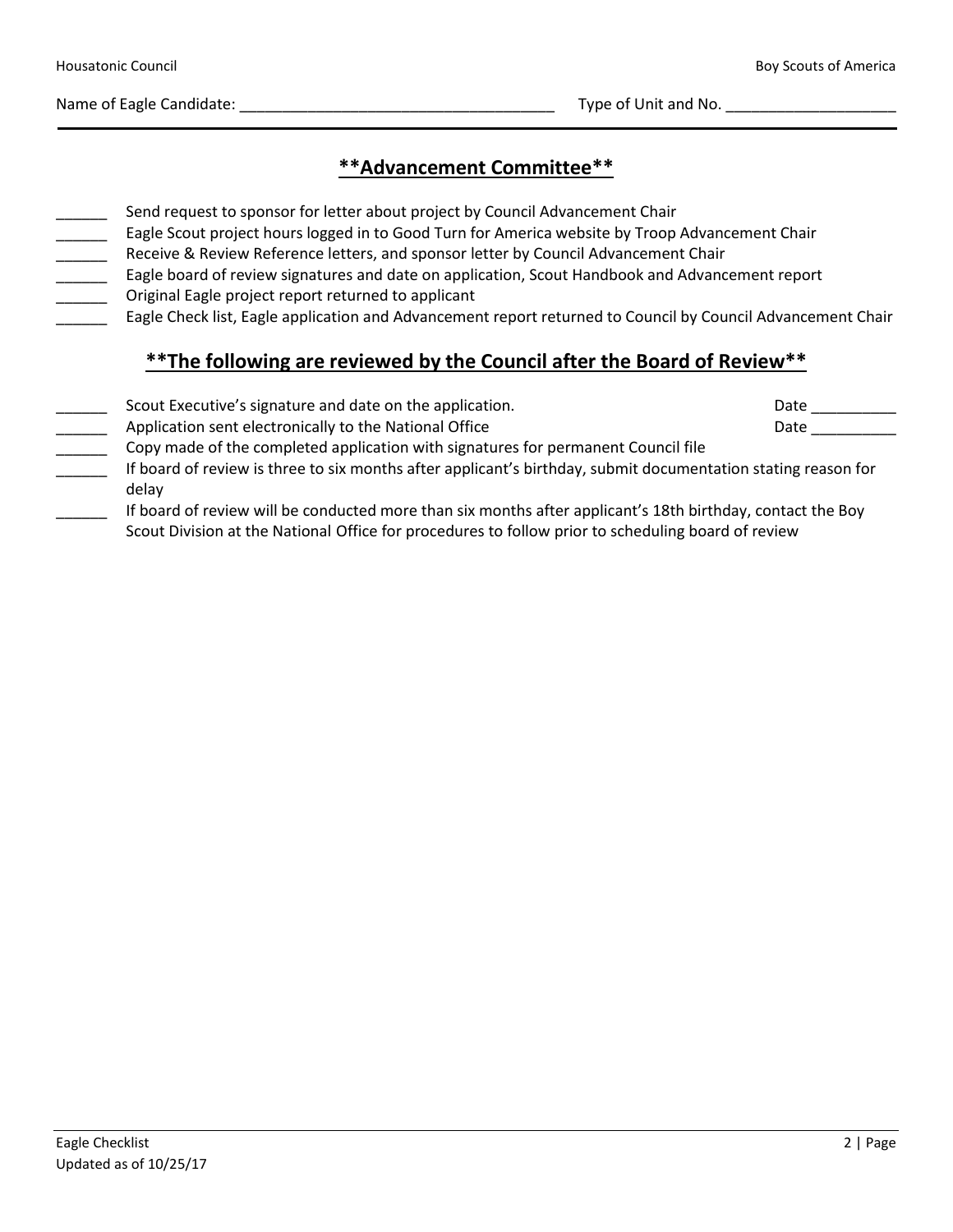Name of Eagle Candidate: ____________________________________ Type of Unit and No. ___________________

## **Advancement Committee**

______ Send request to sponsor for letter about project by Council Advancement Chair
______ Eagle Scout project hours logged in to Good Turn for America website by Troop Advancement Chair
______ Receive & Review Reference letters, and sponsor letter by Council Advancement Chair
______ Eagle board of review signatures and date on application, Scout Handbook and Advancement report
______ Original Eagle project report returned to applicant
______ Eagle Check list, Eagle application and Advancement report returned to Council by Council Advancement Chair

## **The following are reviewed by the Council after the Board of Review**

______ Scout Executive's signature and date on the application. Date __________
______ Application sent electronically to the National Office Date __________
______ Copy made of the completed application with signatures for permanent Council file
______ If board of review is three to six months after applicant's birthday, submit documentation stating reason for delay
______ If board of review will be conducted more than six months after applicant's 18th birthday, contact the Boy Scout Division at the National Office for procedures to follow prior to scheduling board of review